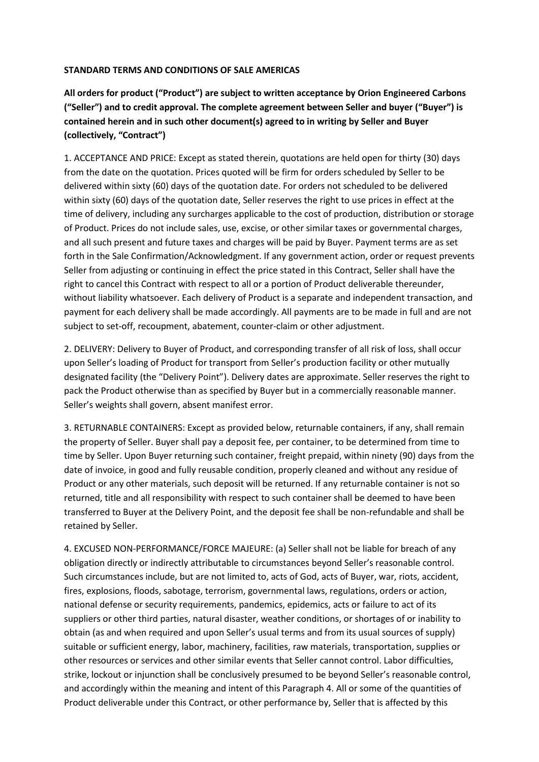**STANDARD TERMS AND CONDITIONS OF SALE AMERICAS**

**All orders for product ("Product") are subject to written acceptance by Orion Engineered Carbons ("Seller") and to credit approval. The complete agreement between Seller and buyer ("Buyer") is contained herein and in such other document(s) agreed to in writing by Seller and Buyer (collectively, "Contract")**

1. ACCEPTANCE AND PRICE: Except as stated therein, quotations are held open for thirty (30) days from the date on the quotation. Prices quoted will be firm for orders scheduled by Seller to be delivered within sixty (60) days of the quotation date. For orders not scheduled to be delivered within sixty (60) days of the quotation date, Seller reserves the right to use prices in effect at the time of delivery, including any surcharges applicable to the cost of production, distribution or storage of Product. Prices do not include sales, use, excise, or other similar taxes or governmental charges, and all such present and future taxes and charges will be paid by Buyer. Payment terms are as set forth in the Sale Confirmation/Acknowledgment. If any government action, order or request prevents Seller from adjusting or continuing in effect the price stated in this Contract, Seller shall have the right to cancel this Contract with respect to all or a portion of Product deliverable thereunder, without liability whatsoever. Each delivery of Product is a separate and independent transaction, and payment for each delivery shall be made accordingly. All payments are to be made in full and are not subject to set-off, recoupment, abatement, counter-claim or other adjustment.

2. DELIVERY: Delivery to Buyer of Product, and corresponding transfer of all risk of loss, shall occur upon Seller's loading of Product for transport from Seller's production facility or other mutually designated facility (the "Delivery Point"). Delivery dates are approximate. Seller reserves the right to pack the Product otherwise than as specified by Buyer but in a commercially reasonable manner. Seller's weights shall govern, absent manifest error.

3. RETURNABLE CONTAINERS: Except as provided below, returnable containers, if any, shall remain the property of Seller. Buyer shall pay a deposit fee, per container, to be determined from time to time by Seller. Upon Buyer returning such container, freight prepaid, within ninety (90) days from the date of invoice, in good and fully reusable condition, properly cleaned and without any residue of Product or any other materials, such deposit will be returned. If any returnable container is not so returned, title and all responsibility with respect to such container shall be deemed to have been transferred to Buyer at the Delivery Point, and the deposit fee shall be non-refundable and shall be retained by Seller.

4. EXCUSED NON-PERFORMANCE/FORCE MAJEURE: (a) Seller shall not be liable for breach of any obligation directly or indirectly attributable to circumstances beyond Seller's reasonable control. Such circumstances include, but are not limited to, acts of God, acts of Buyer, war, riots, accident, fires, explosions, floods, sabotage, terrorism, governmental laws, regulations, orders or action, national defense or security requirements, pandemics, epidemics, acts or failure to act of its suppliers or other third parties, natural disaster, weather conditions, or shortages of or inability to obtain (as and when required and upon Seller's usual terms and from its usual sources of supply) suitable or sufficient energy, labor, machinery, facilities, raw materials, transportation, supplies or other resources or services and other similar events that Seller cannot control. Labor difficulties, strike, lockout or injunction shall be conclusively presumed to be beyond Seller's reasonable control, and accordingly within the meaning and intent of this Paragraph 4. All or some of the quantities of Product deliverable under this Contract, or other performance by, Seller that is affected by this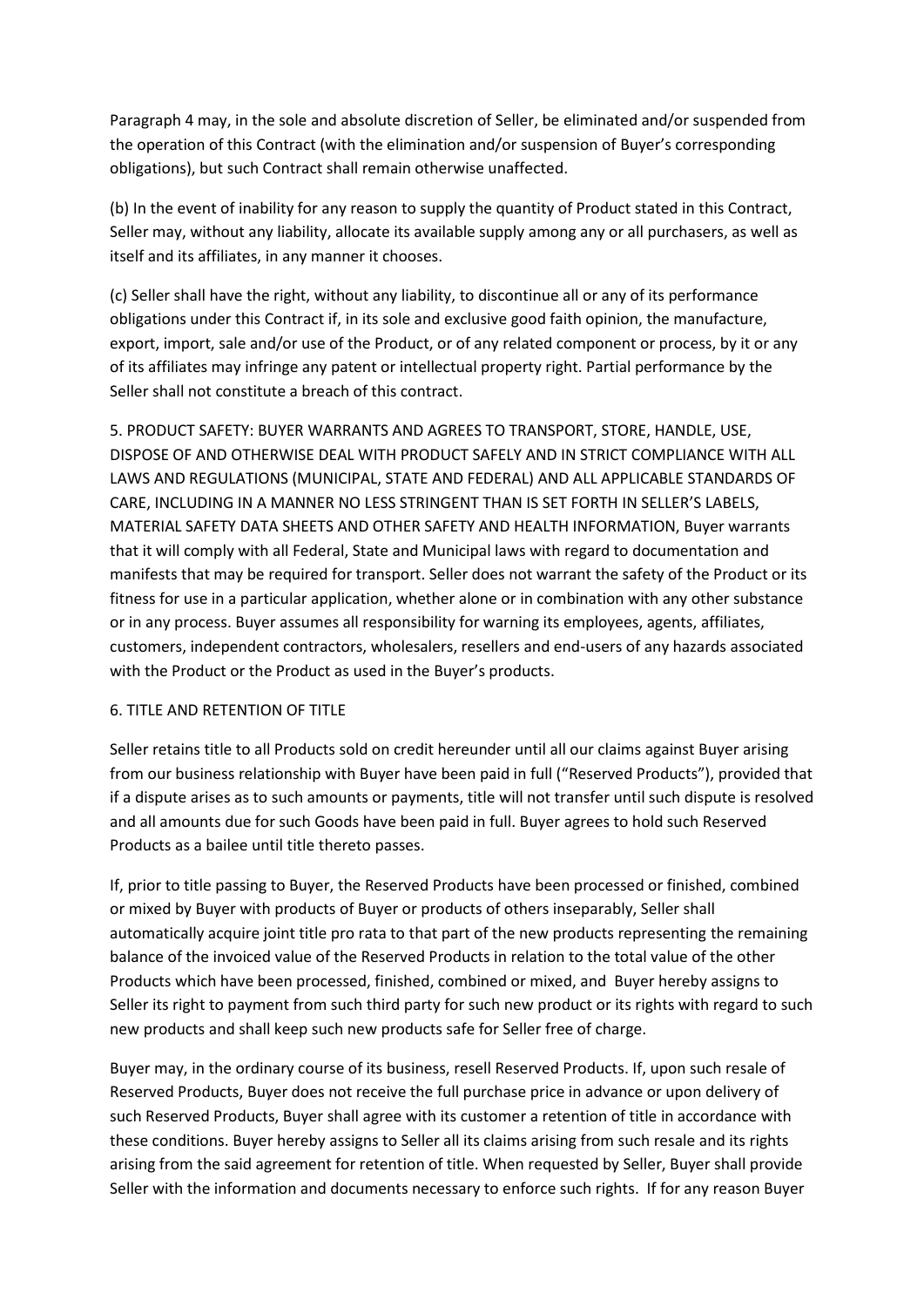Paragraph 4 may, in the sole and absolute discretion of Seller, be eliminated and/or suspended from the operation of this Contract (with the elimination and/or suspension of Buyer's corresponding obligations), but such Contract shall remain otherwise unaffected.

(b) In the event of inability for any reason to supply the quantity of Product stated in this Contract, Seller may, without any liability, allocate its available supply among any or all purchasers, as well as itself and its affiliates, in any manner it chooses.

(c) Seller shall have the right, without any liability, to discontinue all or any of its performance obligations under this Contract if, in its sole and exclusive good faith opinion, the manufacture, export, import, sale and/or use of the Product, or of any related component or process, by it or any of its affiliates may infringe any patent or intellectual property right. Partial performance by the Seller shall not constitute a breach of this contract.

5. PRODUCT SAFETY: BUYER WARRANTS AND AGREES TO TRANSPORT, STORE, HANDLE, USE, DISPOSE OF AND OTHERWISE DEAL WITH PRODUCT SAFELY AND IN STRICT COMPLIANCE WITH ALL LAWS AND REGULATIONS (MUNICIPAL, STATE AND FEDERAL) AND ALL APPLICABLE STANDARDS OF CARE, INCLUDING IN A MANNER NO LESS STRINGENT THAN IS SET FORTH IN SELLER'S LABELS, MATERIAL SAFETY DATA SHEETS AND OTHER SAFETY AND HEALTH INFORMATION, Buyer warrants that it will comply with all Federal, State and Municipal laws with regard to documentation and manifests that may be required for transport. Seller does not warrant the safety of the Product or its fitness for use in a particular application, whether alone or in combination with any other substance or in any process. Buyer assumes all responsibility for warning its employees, agents, affiliates, customers, independent contractors, wholesalers, resellers and end-users of any hazards associated with the Product or the Product as used in the Buyer's products.

6. TITLE AND RETENTION OF TITLE

Seller retains title to all Products sold on credit hereunder until all our claims against Buyer arising from our business relationship with Buyer have been paid in full ("Reserved Products"), provided that if a dispute arises as to such amounts or payments, title will not transfer until such dispute is resolved and all amounts due for such Goods have been paid in full. Buyer agrees to hold such Reserved Products as a bailee until title thereto passes.

If, prior to title passing to Buyer, the Reserved Products have been processed or finished, combined or mixed by Buyer with products of Buyer or products of others inseparably, Seller shall automatically acquire joint title pro rata to that part of the new products representing the remaining balance of the invoiced value of the Reserved Products in relation to the total value of the other Products which have been processed, finished, combined or mixed, and Buyer hereby assigns to Seller its right to payment from such third party for such new product or its rights with regard to such new products and shall keep such new products safe for Seller free of charge.

Buyer may, in the ordinary course of its business, resell Reserved Products. If, upon such resale of Reserved Products, Buyer does not receive the full purchase price in advance or upon delivery of such Reserved Products, Buyer shall agree with its customer a retention of title in accordance with these conditions. Buyer hereby assigns to Seller all its claims arising from such resale and its rights arising from the said agreement for retention of title. When requested by Seller, Buyer shall provide Seller with the information and documents necessary to enforce such rights. If for any reason Buyer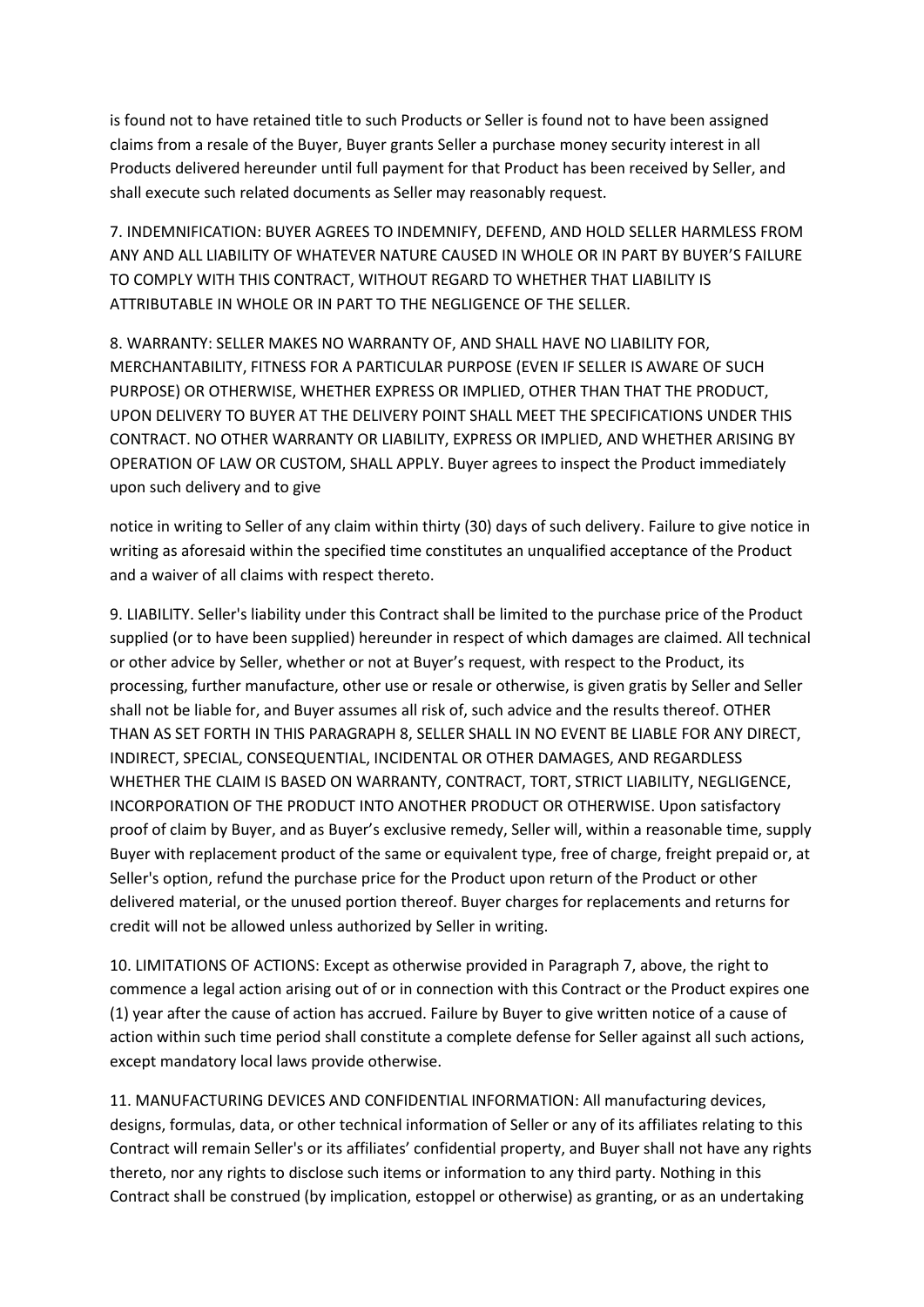is found not to have retained title to such Products or Seller is found not to have been assigned claims from a resale of the Buyer, Buyer grants Seller a purchase money security interest in all Products delivered hereunder until full payment for that Product has been received by Seller, and shall execute such related documents as Seller may reasonably request.

7. INDEMNIFICATION: BUYER AGREES TO INDEMNIFY, DEFEND, AND HOLD SELLER HARMLESS FROM ANY AND ALL LIABILITY OF WHATEVER NATURE CAUSED IN WHOLE OR IN PART BY BUYER'S FAILURE TO COMPLY WITH THIS CONTRACT, WITHOUT REGARD TO WHETHER THAT LIABILITY IS ATTRIBUTABLE IN WHOLE OR IN PART TO THE NEGLIGENCE OF THE SELLER.

8. WARRANTY: SELLER MAKES NO WARRANTY OF, AND SHALL HAVE NO LIABILITY FOR, MERCHANTABILITY, FITNESS FOR A PARTICULAR PURPOSE (EVEN IF SELLER IS AWARE OF SUCH PURPOSE) OR OTHERWISE, WHETHER EXPRESS OR IMPLIED, OTHER THAN THAT THE PRODUCT, UPON DELIVERY TO BUYER AT THE DELIVERY POINT SHALL MEET THE SPECIFICATIONS UNDER THIS CONTRACT. NO OTHER WARRANTY OR LIABILITY, EXPRESS OR IMPLIED, AND WHETHER ARISING BY OPERATION OF LAW OR CUSTOM, SHALL APPLY. Buyer agrees to inspect the Product immediately upon such delivery and to give

notice in writing to Seller of any claim within thirty (30) days of such delivery. Failure to give notice in writing as aforesaid within the specified time constitutes an unqualified acceptance of the Product and a waiver of all claims with respect thereto.

9. LIABILITY. Seller's liability under this Contract shall be limited to the purchase price of the Product supplied (or to have been supplied) hereunder in respect of which damages are claimed. All technical or other advice by Seller, whether or not at Buyer's request, with respect to the Product, its processing, further manufacture, other use or resale or otherwise, is given gratis by Seller and Seller shall not be liable for, and Buyer assumes all risk of, such advice and the results thereof. OTHER THAN AS SET FORTH IN THIS PARAGRAPH 8, SELLER SHALL IN NO EVENT BE LIABLE FOR ANY DIRECT, INDIRECT, SPECIAL, CONSEQUENTIAL, INCIDENTAL OR OTHER DAMAGES, AND REGARDLESS WHETHER THE CLAIM IS BASED ON WARRANTY, CONTRACT, TORT, STRICT LIABILITY, NEGLIGENCE, INCORPORATION OF THE PRODUCT INTO ANOTHER PRODUCT OR OTHERWISE. Upon satisfactory proof of claim by Buyer, and as Buyer's exclusive remedy, Seller will, within a reasonable time, supply Buyer with replacement product of the same or equivalent type, free of charge, freight prepaid or, at Seller's option, refund the purchase price for the Product upon return of the Product or other delivered material, or the unused portion thereof. Buyer charges for replacements and returns for credit will not be allowed unless authorized by Seller in writing.

10. LIMITATIONS OF ACTIONS: Except as otherwise provided in Paragraph 7, above, the right to commence a legal action arising out of or in connection with this Contract or the Product expires one (1) year after the cause of action has accrued. Failure by Buyer to give written notice of a cause of action within such time period shall constitute a complete defense for Seller against all such actions, except mandatory local laws provide otherwise.

11. MANUFACTURING DEVICES AND CONFIDENTIAL INFORMATION: All manufacturing devices, designs, formulas, data, or other technical information of Seller or any of its affiliates relating to this Contract will remain Seller's or its affiliates' confidential property, and Buyer shall not have any rights thereto, nor any rights to disclose such items or information to any third party. Nothing in this Contract shall be construed (by implication, estoppel or otherwise) as granting, or as an undertaking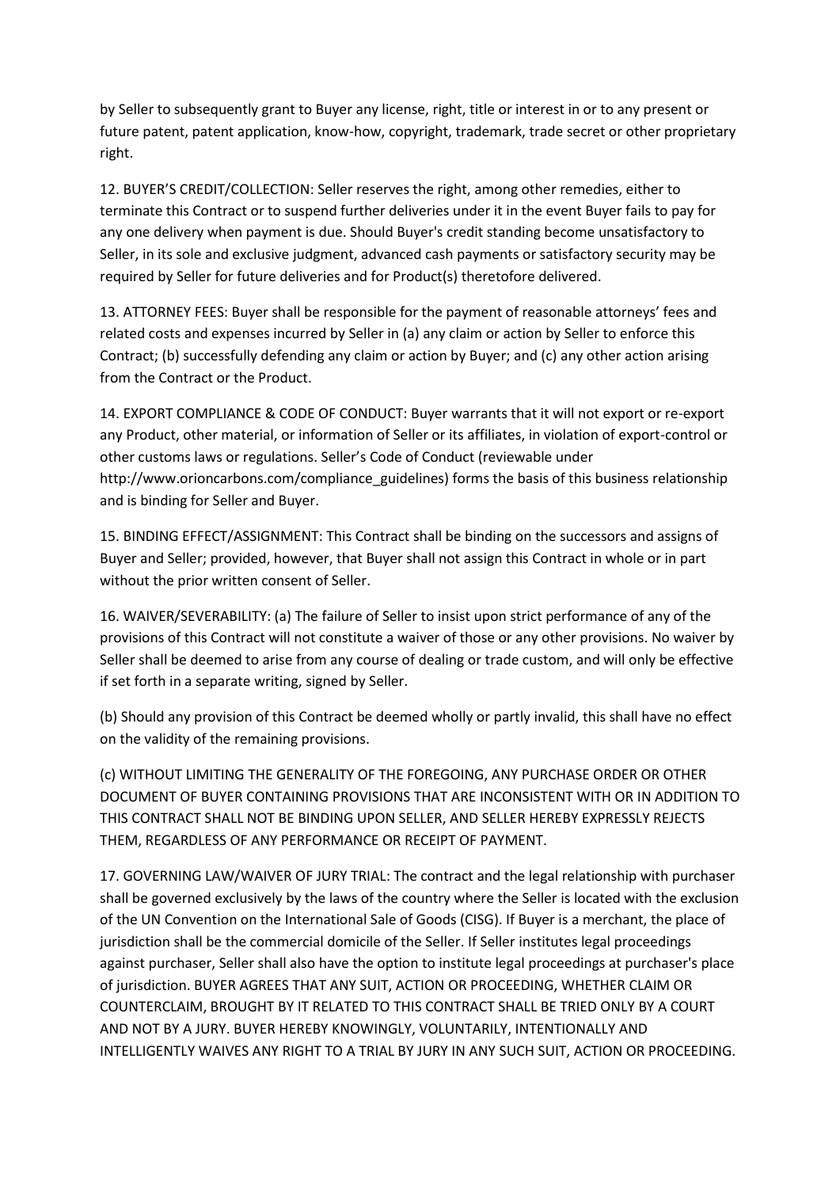by Seller to subsequently grant to Buyer any license, right, title or interest in or to any present or future patent, patent application, know-how, copyright, trademark, trade secret or other proprietary right.

12. BUYER'S CREDIT/COLLECTION: Seller reserves the right, among other remedies, either to terminate this Contract or to suspend further deliveries under it in the event Buyer fails to pay for any one delivery when payment is due. Should Buyer's credit standing become unsatisfactory to Seller, in its sole and exclusive judgment, advanced cash payments or satisfactory security may be required by Seller for future deliveries and for Product(s) theretofore delivered.

13. ATTORNEY FEES: Buyer shall be responsible for the payment of reasonable attorneys' fees and related costs and expenses incurred by Seller in (a) any claim or action by Seller to enforce this Contract; (b) successfully defending any claim or action by Buyer; and (c) any other action arising from the Contract or the Product.

14. EXPORT COMPLIANCE & CODE OF CONDUCT: Buyer warrants that it will not export or re-export any Product, other material, or information of Seller or its affiliates, in violation of export-control or other customs laws or regulations. Seller's Code of Conduct (reviewable under http://www.orioncarbons.com/compliance_guidelines) forms the basis of this business relationship and is binding for Seller and Buyer.

15. BINDING EFFECT/ASSIGNMENT: This Contract shall be binding on the successors and assigns of Buyer and Seller; provided, however, that Buyer shall not assign this Contract in whole or in part without the prior written consent of Seller.

16. WAIVER/SEVERABILITY: (a) The failure of Seller to insist upon strict performance of any of the provisions of this Contract will not constitute a waiver of those or any other provisions. No waiver by Seller shall be deemed to arise from any course of dealing or trade custom, and will only be effective if set forth in a separate writing, signed by Seller.

(b) Should any provision of this Contract be deemed wholly or partly invalid, this shall have no effect on the validity of the remaining provisions.

(c) WITHOUT LIMITING THE GENERALITY OF THE FOREGOING, ANY PURCHASE ORDER OR OTHER DOCUMENT OF BUYER CONTAINING PROVISIONS THAT ARE INCONSISTENT WITH OR IN ADDITION TO THIS CONTRACT SHALL NOT BE BINDING UPON SELLER, AND SELLER HEREBY EXPRESSLY REJECTS THEM, REGARDLESS OF ANY PERFORMANCE OR RECEIPT OF PAYMENT.

17. GOVERNING LAW/WAIVER OF JURY TRIAL: The contract and the legal relationship with purchaser shall be governed exclusively by the laws of the country where the Seller is located with the exclusion of the UN Convention on the International Sale of Goods (CISG). If Buyer is a merchant, the place of jurisdiction shall be the commercial domicile of the Seller. If Seller institutes legal proceedings against purchaser, Seller shall also have the option to institute legal proceedings at purchaser's place of jurisdiction. BUYER AGREES THAT ANY SUIT, ACTION OR PROCEEDING, WHETHER CLAIM OR COUNTERCLAIM, BROUGHT BY IT RELATED TO THIS CONTRACT SHALL BE TRIED ONLY BY A COURT AND NOT BY A JURY. BUYER HEREBY KNOWINGLY, VOLUNTARILY, INTENTIONALLY AND INTELLIGENTLY WAIVES ANY RIGHT TO A TRIAL BY JURY IN ANY SUCH SUIT, ACTION OR PROCEEDING.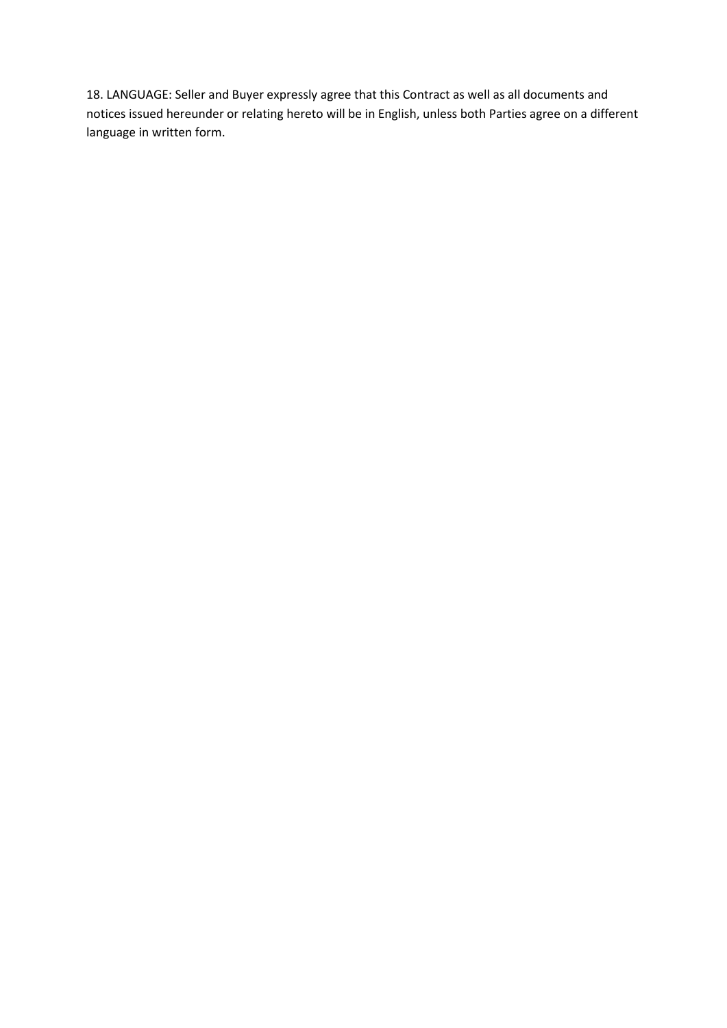18. LANGUAGE: Seller and Buyer expressly agree that this Contract as well as all documents and notices issued hereunder or relating hereto will be in English, unless both Parties agree on a different language in written form.